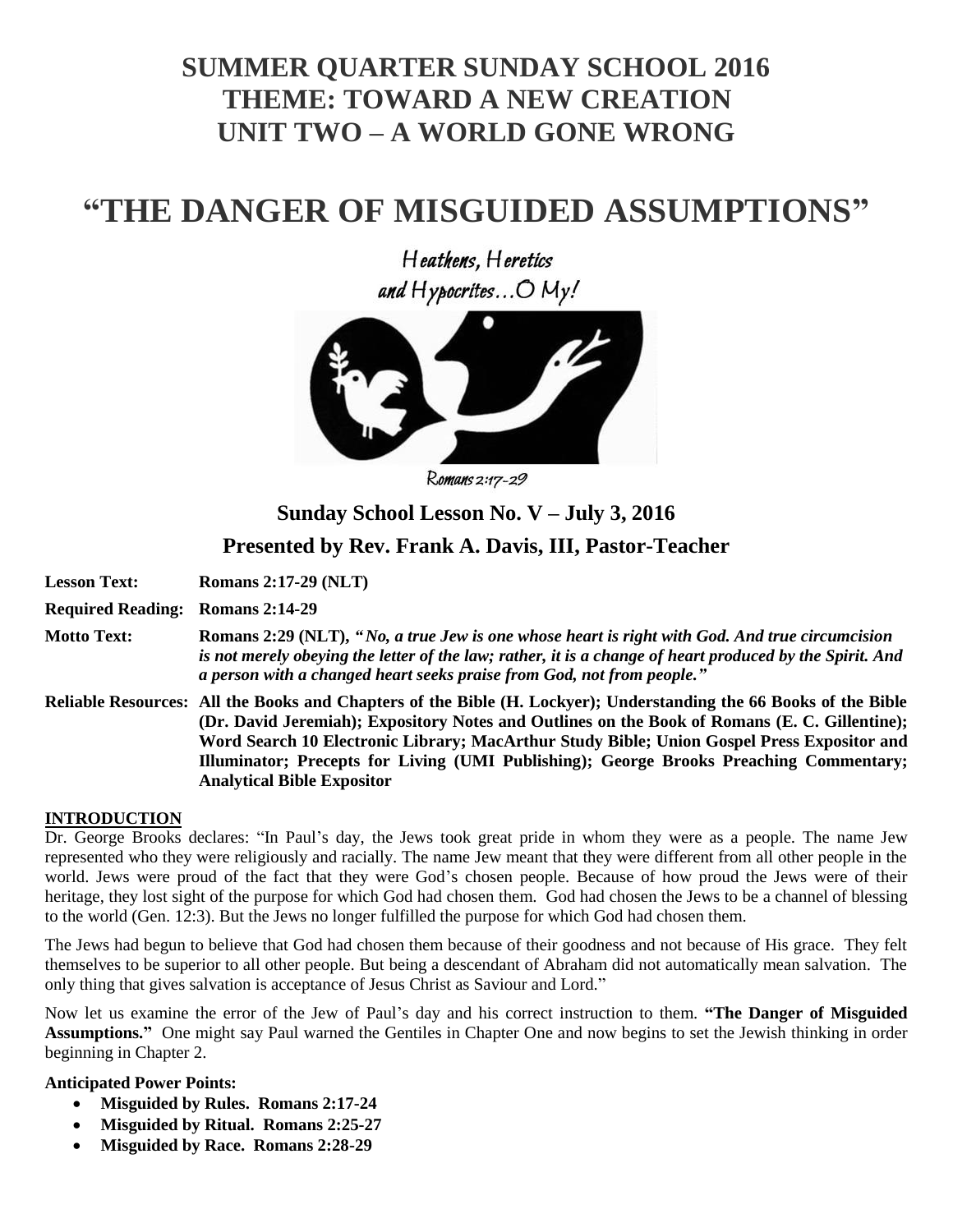# SUMMER QUARTER SUNDAY SCHOOL 2016
# THEME: TOWARD A NEW CREATION
# UNIT TWO – A WORLD GONE WRONG

# "THE DANGER OF MISGUIDED ASSUMPTIONS"

Heathens, Heretics and Hypocrites…O My!

Romans 2:17-29

## Sunday School Lesson No. V – July 3, 2016

## Presented by Rev. Frank A. Davis, III, Pastor-Teacher

**Lesson Text:** **Romans 2:17-29 (NLT)**

**Required Reading:** **Romans 2:14-29**

**Motto Text:** **Romans 2:29 (NLT),** ***"No, a true Jew is one whose heart is right with God. And true circumcision is not merely obeying the letter of the law; rather, it is a change of heart produced by the Spirit. And a person with a changed heart seeks praise from God, not from people."***

**Reliable Resources:** **All the Books and Chapters of the Bible (H. Lockyer); Understanding the 66 Books of the Bible (Dr. David Jeremiah); Expository Notes and Outlines on the Book of Romans (E. C. Gillentine); Word Search 10 Electronic Library; MacArthur Study Bible; Union Gospel Press Expositor and Illuminator; Precepts for Living (UMI Publishing); George Brooks Preaching Commentary; Analytical Bible Expositor**

**INTRODUCTION**

Dr. George Brooks declares: "In Paul's day, the Jews took great pride in whom they were as a people. The name Jew represented who they were religiously and racially. The name Jew meant that they were different from all other people in the world. Jews were proud of the fact that they were God's chosen people. Because of how proud the Jews were of their heritage, they lost sight of the purpose for which God had chosen them. God had chosen the Jews to be a channel of blessing to the world (Gen. 12:3). But the Jews no longer fulfilled the purpose for which God had chosen them.

The Jews had begun to believe that God had chosen them because of their goodness and not because of His grace. They felt themselves to be superior to all other people. But being a descendant of Abraham did not automatically mean salvation. The only thing that gives salvation is acceptance of Jesus Christ as Saviour and Lord."

Now let us examine the error of the Jew of Paul's day and his correct instruction to them. **"The Danger of Misguided Assumptions."** One might say Paul warned the Gentiles in Chapter One and now begins to set the Jewish thinking in order beginning in Chapter 2.

**Anticipated Power Points:**

- **Misguided by Rules. Romans 2:17-24**
- **Misguided by Ritual. Romans 2:25-27**
- **Misguided by Race. Romans 2:28-29**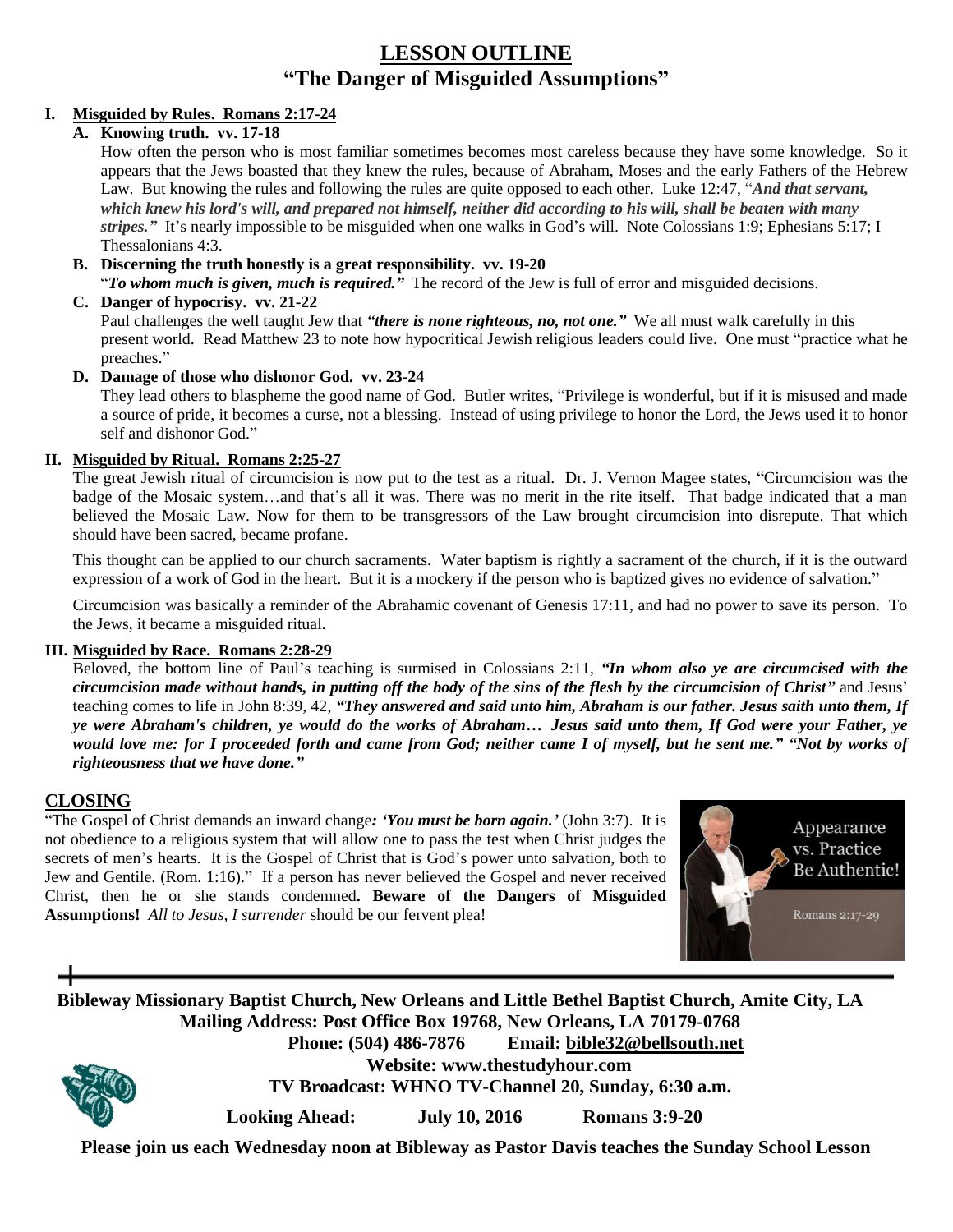# LESSON OUTLINE
## "The Danger of Misguided Assumptions"

**I. Misguided by Rules. Romans 2:17-24**

**A. Knowing truth. vv. 17-18**

How often the person who is most familiar sometimes becomes most careless because they have some knowledge. So it appears that the Jews boasted that they knew the rules, because of Abraham, Moses and the early Fathers of the Hebrew Law. But knowing the rules and following the rules are quite opposed to each other. Luke 12:47, "*And that servant, which knew his lord's will, and prepared not himself, neither did according to his will, shall be beaten with many stripes."* It's nearly impossible to be misguided when one walks in God's will. Note Colossians 1:9; Ephesians 5:17; I Thessalonians 4:3.

**B. Discerning the truth honestly is a great responsibility. vv. 19-20**

"*To whom much is given, much is required."* The record of the Jew is full of error and misguided decisions.

**C. Danger of hypocrisy. vv. 21-22**

Paul challenges the well taught Jew that ***"there is none righteous, no, not one."*** We all must walk carefully in this present world. Read Matthew 23 to note how hypocritical Jewish religious leaders could live. One must "practice what he preaches."

**D. Damage of those who dishonor God. vv. 23-24**

They lead others to blaspheme the good name of God. Butler writes, "Privilege is wonderful, but if it is misused and made a source of pride, it becomes a curse, not a blessing. Instead of using privilege to honor the Lord, the Jews used it to honor self and dishonor God."

**II. Misguided by Ritual. Romans 2:25-27**

The great Jewish ritual of circumcision is now put to the test as a ritual. Dr. J. Vernon Magee states, "Circumcision was the badge of the Mosaic system…and that's all it was. There was no merit in the rite itself. That badge indicated that a man believed the Mosaic Law. Now for them to be transgressors of the Law brought circumcision into disrepute. That which should have been sacred, became profane.

This thought can be applied to our church sacraments. Water baptism is rightly a sacrament of the church, if it is the outward expression of a work of God in the heart. But it is a mockery if the person who is baptized gives no evidence of salvation."

Circumcision was basically a reminder of the Abrahamic covenant of Genesis 17:11, and had no power to save its person. To the Jews, it became a misguided ritual.

**III. Misguided by Race. Romans 2:28-29**

Beloved, the bottom line of Paul's teaching is surmised in Colossians 2:11, ***"In whom also ye are circumcised with the circumcision made without hands, in putting off the body of the sins of the flesh by the circumcision of Christ"*** and Jesus' teaching comes to life in John 8:39, 42, ***"They answered and said unto him, Abraham is our father. Jesus saith unto them, If ye were Abraham's children, ye would do the works of Abraham… Jesus said unto them, If God were your Father, ye would love me: for I proceeded forth and came from God; neither came I of myself, but he sent me." "Not by works of righteousness that we have done."***

## CLOSING

"The Gospel of Christ demands an inward change***: 'You must be born again.'*** (John 3:7). It is not obedience to a religious system that will allow one to pass the test when Christ judges the secrets of men's hearts. It is the Gospel of Christ that is God's power unto salvation, both to Jew and Gentile. (Rom. 1:16)." If a person has never believed the Gospel and never received Christ, then he or she stands condemned**. Beware of the Dangers of Misguided Assumptions!** *All to Jesus, I surrender* should be our fervent plea!

Appearance vs. Practice Be Authentic!

Romans 2:17-29

---

**Bibleway Missionary Baptist Church, New Orleans and Little Bethel Baptist Church, Amite City, LA**
**Mailing Address: Post Office Box 19768, New Orleans, LA 70179-0768**
**Phone: (504) 486-7876 Email: bible32@bellsouth.net**
**Website: www.thestudyhour.com**
**TV Broadcast: WHNO TV-Channel 20, Sunday, 6:30 a.m.**

**Looking Ahead: July 10, 2016 Romans 3:9-20**

**Please join us each Wednesday noon at Bibleway as Pastor Davis teaches the Sunday School Lesson**